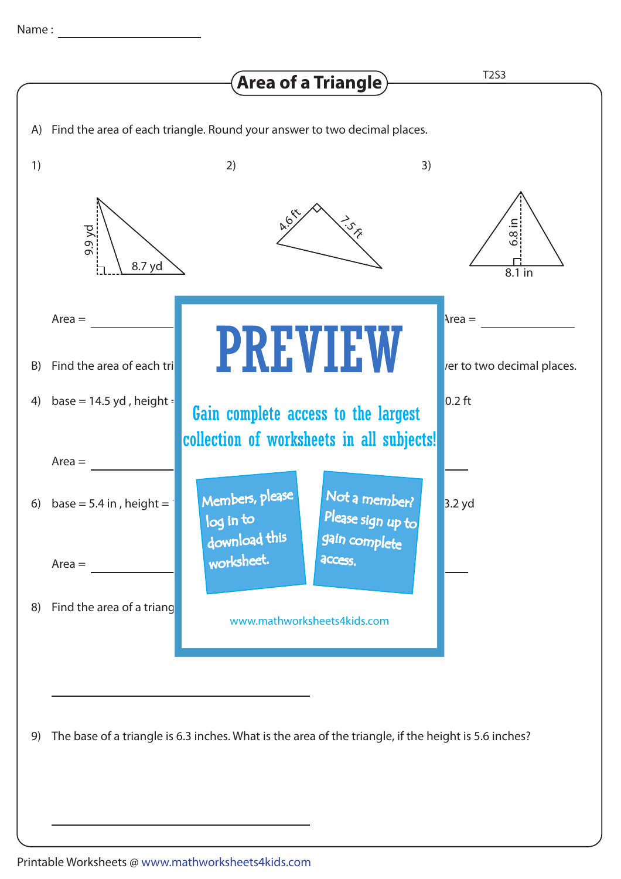Name : ____________________

# Area of a Triangle

T2S3

A) Find the area of each triangle. Round your answer to two decimal places.

1) 9.9 yd, 8.7 yd

2) 4.6 ft, 7.5 ft

3) 6.8 in, 8.1 in

Area = ____________ ... Area = ____________

B) Find the area of each tri... ...er to two decimal places.

4) base = 14.5 yd , height ... ...0.2 ft

Area = ____________

6) base = 5.4 in , height = ... ...3.2 yd

Area = ____________

8) Find the area of a triang...

____________________

9) The base of a triangle is 6.3 inches. What is the area of the triangle, if the height is 5.6 inches?

____________________

PREVIEW

Gain complete access to the largest collection of worksheets in all subjects!

Members, please log in to download this worksheet.

Not a member? Please sign up to gain complete access.

www.mathworksheets4kids.com

Printable Worksheets @ www.mathworksheets4kids.com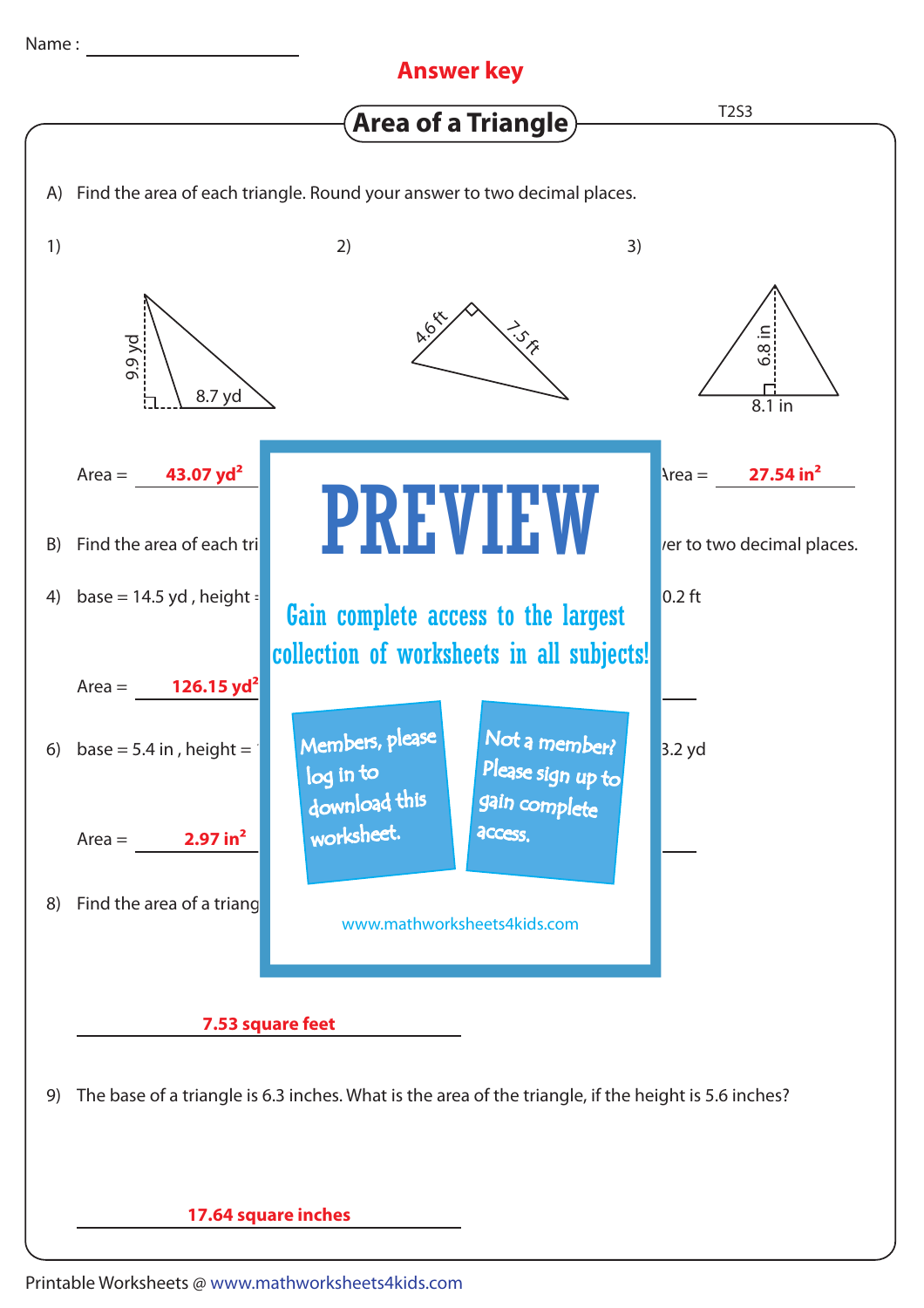Name : ______________

**Answer key**

# Area of a Triangle

T2S3

A) Find the area of each triangle. Round your answer to two decimal places.

1)

9.9 yd

8.7 yd

2)

4.6 ft

7.5 ft

3)

6.8 in

8.1 in

Area = **43.07 yd²**

Area = **27.54 in²**

B) Find the area of each tri... ...er to two decimal places.

4) base = 14.5 yd , height ... 0.2 ft

Area = **126.15 yd²**

6) base = 5.4 in , height = ... 3.2 yd

Area = **2.97 in²**

8) Find the area of a triang...

**7.53 square feet**

9) The base of a triangle is 6.3 inches. What is the area of the triangle, if the height is 5.6 inches?

**17.64 square inches**

PREVIEW

Gain complete access to the largest collection of worksheets in all subjects!

Members, please log in to download this worksheet.

Not a member? Please sign up to gain complete access.

www.mathworksheets4kids.com

Printable Worksheets @ www.mathworksheets4kids.com